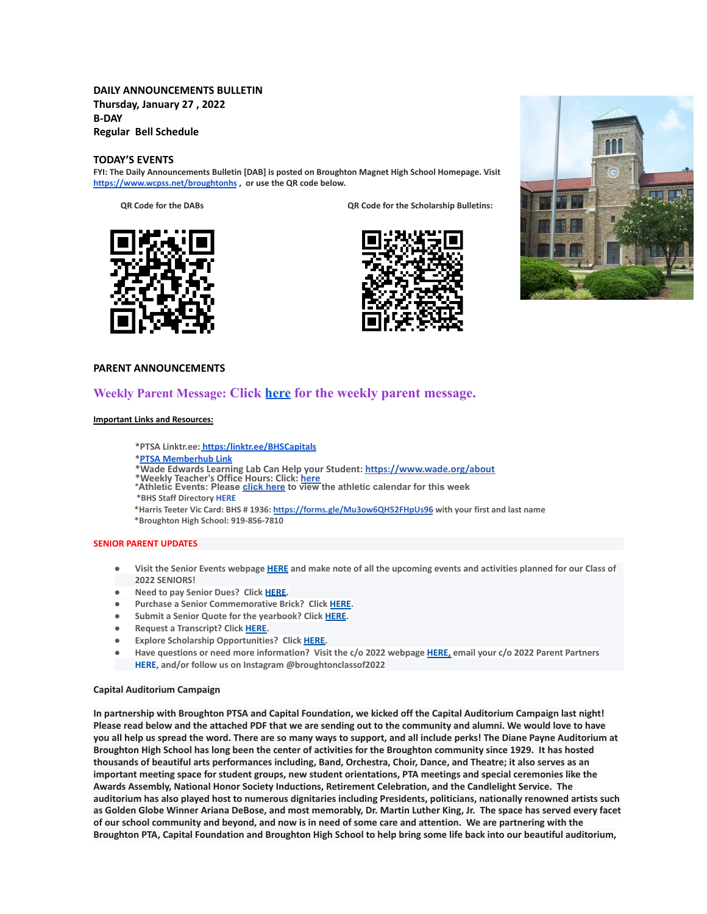**DAILY ANNOUNCEMENTS BULLETIN**
**Thursday, January 27 , 2022**
**B-DAY**
**Regular Bell Schedule**

## TODAY'S EVENTS

FYI: The Daily Announcements Bulletin [DAB] is posted on Broughton Magnet High School Homepage. Visit https://www.wcpss.net/broughtonhs , or use the QR code below.

QR Code for the DABs

QR Code for the Scholarship Bulletins:

## PARENT ANNOUNCEMENTS

### Weekly Parent Message: Click here for the weekly parent message.

**Important Links and Resources:**

*PTSA Linktr.ee: https:/linktr.ee/BHSCapitals
*PTSA Memberhub Link
*Wade Edwards Learning Lab Can Help your Student: https://www.wade.org/about
*Weekly Teacher's Office Hours: Click: here
*Athletic Events: Please click here to view the athletic calendar for this week
*BHS Staff Directory HERE
*Harris Teeter Vic Card: BHS # 1936: https://forms.gle/Mu3ow6QH52FHpUs96 with your first and last name
*Broughton High School: 919-856-7810

**SENIOR PARENT UPDATES**

- Visit the Senior Events webpage HERE and make note of all the upcoming events and activities planned for our Class of 2022 SENIORS!
- Need to pay Senior Dues? Click HERE.
- Purchase a Senior Commemorative Brick? Click HERE.
- Submit a Senior Quote for the yearbook? Click HERE.
- Request a Transcript? Click HERE.
- Explore Scholarship Opportunities? Click HERE.
- Have questions or need more information? Visit the c/o 2022 webpage HERE, email your c/o 2022 Parent Partners HERE, and/or follow us on Instagram @broughtonclassof2022

**Capital Auditorium Campaign**

**In partnership with Broughton PTSA and Capital Foundation, we kicked off the Capital Auditorium Campaign last night! Please read below and the attached PDF that we are sending out to the community and alumni. We would love to have you all help us spread the word. There are so many ways to support, and all include perks! The Diane Payne Auditorium at Broughton High School has long been the center of activities for the Broughton community since 1929. It has hosted thousands of beautiful arts performances including, Band, Orchestra, Choir, Dance, and Theatre; it also serves as an important meeting space for student groups, new student orientations, PTA meetings and special ceremonies like the Awards Assembly, National Honor Society Inductions, Retirement Celebration, and the Candlelight Service. The auditorium has also played host to numerous dignitaries including Presidents, politicians, nationally renowned artists such as Golden Globe Winner Ariana DeBose, and most memorably, Dr. Martin Luther King, Jr. The space has served every facet of our school community and beyond, and now is in need of some care and attention. We are partnering with the Broughton PTA, Capital Foundation and Broughton High School to help bring some life back into our beautiful auditorium,**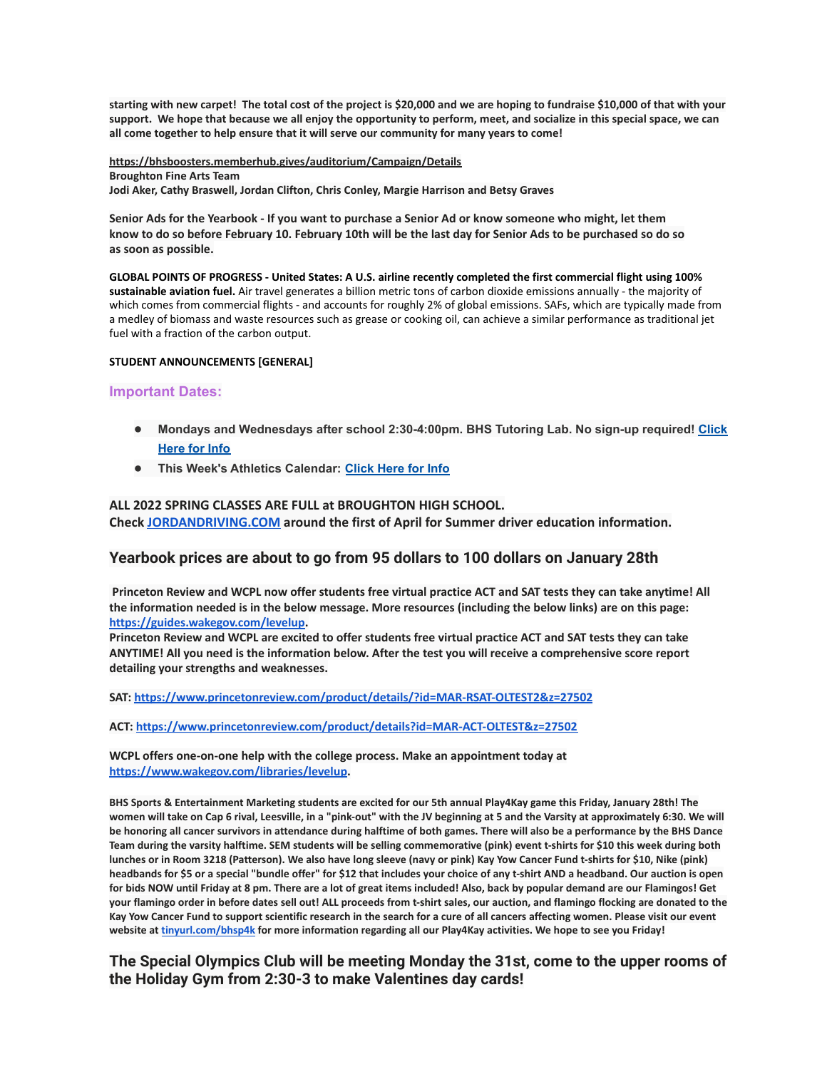**starting with new carpet! The total cost of the project is $20,000 and we are hoping to fundraise $10,000 of that with your support. We hope that because we all enjoy the opportunity to perform, meet, and socialize in this special space, we can all come together to help ensure that it will serve our community for many years to come!**

**https://bhsboosters.memberhub.gives/auditorium/Campaign/Details**
**Broughton Fine Arts Team**
**Jodi Aker, Cathy Braswell, Jordan Clifton, Chris Conley, Margie Harrison and Betsy Graves**

**Senior Ads for the Yearbook - If you want to purchase a Senior Ad or know someone who might, let them know to do so before February 10. February 10th will be the last day for Senior Ads to be purchased so do so as soon as possible.**

**GLOBAL POINTS OF PROGRESS - United States: A U.S. airline recently completed the first commercial flight using 100% sustainable aviation fuel.** Air travel generates a billion metric tons of carbon dioxide emissions annually - the majority of which comes from commercial flights - and accounts for roughly 2% of global emissions. SAFs, which are typically made from a medley of biomass and waste resources such as grease or cooking oil, can achieve a similar performance as traditional jet fuel with a fraction of the carbon output.

**STUDENT ANNOUNCEMENTS [GENERAL]**

### Important Dates:

- **Mondays and Wednesdays after school 2:30-4:00pm. BHS Tutoring Lab. No sign-up required! Click Here for Info**
- **This Week's Athletics Calendar: Click Here for Info**

**ALL 2022 SPRING CLASSES ARE FULL at BROUGHTON HIGH SCHOOL.**
**Check JORDANDRIVING.COM around the first of April for Summer driver education information.**

## Yearbook prices are about to go from 95 dollars to 100 dollars on January 28th

**Princeton Review and WCPL now offer students free virtual practice ACT and SAT tests they can take anytime! All the information needed is in the below message. More resources (including the below links) are on this page: https://guides.wakegov.com/levelup.**
**Princeton Review and WCPL are excited to offer students free virtual practice ACT and SAT tests they can take ANYTIME! All you need is the information below. After the test you will receive a comprehensive score report detailing your strengths and weaknesses.**

**SAT: https://www.princetonreview.com/product/details/?id=MAR-RSAT-OLTEST2&z=27502**

**ACT: https://www.princetonreview.com/product/details?id=MAR-ACT-OLTEST&z=27502**

**WCPL offers one-on-one help with the college process. Make an appointment today at https://www.wakegov.com/libraries/levelup.**

**BHS Sports & Entertainment Marketing students are excited for our 5th annual Play4Kay game this Friday, January 28th! The women will take on Cap 6 rival, Leesville, in a "pink-out" with the JV beginning at 5 and the Varsity at approximately 6:30. We will be honoring all cancer survivors in attendance during halftime of both games. There will also be a performance by the BHS Dance Team during the varsity halftime. SEM students will be selling commemorative (pink) event t-shirts for $10 this week during both lunches or in Room 3218 (Patterson). We also have long sleeve (navy or pink) Kay Yow Cancer Fund t-shirts for $10, Nike (pink) headbands for $5 or a special "bundle offer" for $12 that includes your choice of any t-shirt AND a headband. Our auction is open for bids NOW until Friday at 8 pm. There are a lot of great items included! Also, back by popular demand are our Flamingos! Get your flamingo order in before dates sell out! ALL proceeds from t-shirt sales, our auction, and flamingo flocking are donated to the Kay Yow Cancer Fund to support scientific research in the search for a cure of all cancers affecting women. Please visit our event website at tinyurl.com/bhsp4k for more information regarding all our Play4Kay activities. We hope to see you Friday!**

## The Special Olympics Club will be meeting Monday the 31st, come to the upper rooms of the Holiday Gym from 2:30-3 to make Valentines day cards!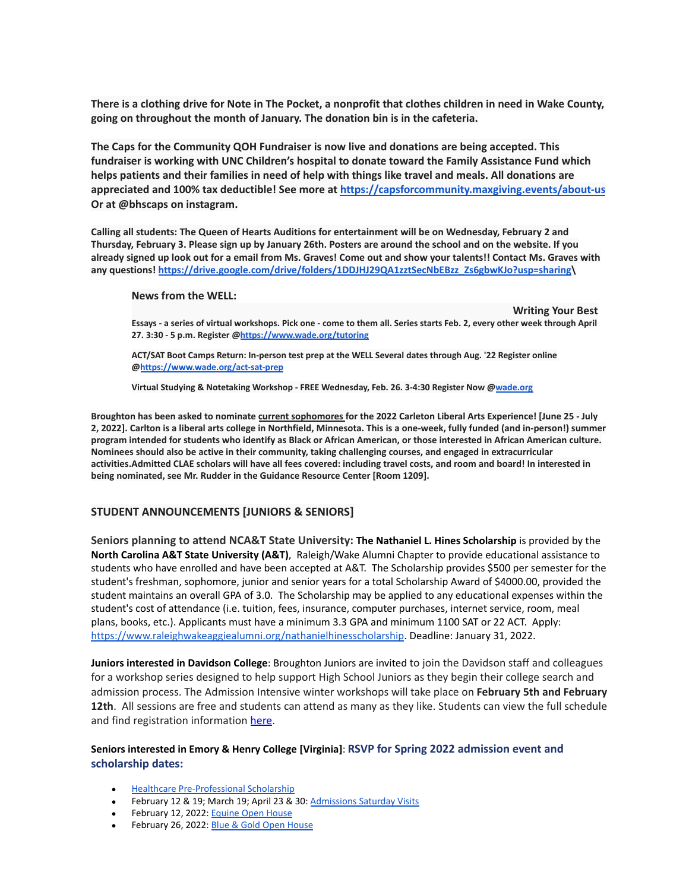**There is a clothing drive for Note in The Pocket, a nonprofit that clothes children in need in Wake County, going on throughout the month of January. The donation bin is in the cafeteria.**

**The Caps for the Community QOH Fundraiser is now live and donations are being accepted. This fundraiser is working with UNC Children's hospital to donate toward the Family Assistance Fund which helps patients and their families in need of help with things like travel and meals. All donations are appreciated and 100% tax deductible! See more at [https://capsforcommunity.maxgiving.events/about-us](https://capsforcommunity.maxgiving.events/about-us) Or at @bhscaps on instagram.**

**Calling all students: The Queen of Hearts Auditions for entertainment will be on Wednesday, February 2 and Thursday, February 3. Please sign up by January 26th. Posters are around the school and on the website. If you already signed up look out for a email from Ms. Graves! Come out and show your talents!! Contact Ms. Graves with any questions! [https://drive.google.com/drive/folders/1DDJHJ29QA1zztSecNbEBzz_Zs6gbwKJo?usp=sharing](https://drive.google.com/drive/folders/1DDJHJ29QA1zztSecNbEBzz_Zs6gbwKJo?usp=sharing)\**

**News from the WELL:**

**Writing Your Best Essays - a series of virtual workshops. Pick one - come to them all. Series starts Feb. 2, every other week through April 27. 3:30 - 5 p.m. Register @[https://www.wade.org/tutoring](https://www.wade.org/tutoring)**

**ACT/SAT Boot Camps Return: In-person test prep at the WELL Several dates through Aug. '22 Register online @[https://www.wade.org/act-sat-prep](https://www.wade.org/act-sat-prep)**

**Virtual Studying & Notetaking Workshop - FREE Wednesday, Feb. 26. 3-4:30 Register Now @[wade.org](https://wade.org)**

**Broughton has been asked to nominate current sophomores for the 2022 Carleton Liberal Arts Experience! [June 25 - July 2, 2022]. Carlton is a liberal arts college in Northfield, Minnesota. This is a one-week, fully funded (and in-person!) summer program intended for students who identify as Black or African American, or those interested in African American culture. Nominees should also be active in their community, taking challenging courses, and engaged in extracurricular activities.Admitted CLAE scholars will have all fees covered: including travel costs, and room and board! In interested in being nominated, see Mr. Rudder in the Guidance Resource Center [Room 1209].**

## STUDENT ANNOUNCEMENTS [JUNIORS & SENIORS]

**Seniors planning to attend NCA&T State University:** **The Nathaniel L. Hines Scholarship** is provided by the **North Carolina A&T State University (A&T)**, Raleigh/Wake Alumni Chapter to provide educational assistance to students who have enrolled and have been accepted at A&T. The Scholarship provides $500 per semester for the student's freshman, sophomore, junior and senior years for a total Scholarship Award of $4000.00, provided the student maintains an overall GPA of 3.0. The Scholarship may be applied to any educational expenses within the student's cost of attendance (i.e. tuition, fees, insurance, computer purchases, internet service, room, meal plans, books, etc.). Applicants must have a minimum 3.3 GPA and minimum 1100 SAT or 22 ACT. Apply: [https://www.raleighwakeaggiealumni.org/nathanielhinesscholarship](https://www.raleighwakeaggiealumni.org/nathanielhinesscholarship). Deadline: January 31, 2022.

**Juniors interested in Davidson College**: Broughton Juniors are invited to join the Davidson staff and colleagues for a workshop series designed to help support High School Juniors as they begin their college search and admission process. The Admission Intensive winter workshops will take place on **February 5th and February 12th**. All sessions are free and students can attend as many as they like. Students can view the full schedule and find registration information here.

**Seniors interested in Emory & Henry College [Virginia]**: **RSVP for Spring 2022 admission event and scholarship dates:**

- Healthcare Pre-Professional Scholarship
- February 12 & 19; March 19; April 23 & 30: Admissions Saturday Visits
- February 12, 2022: Equine Open House
- February 26, 2022: Blue & Gold Open House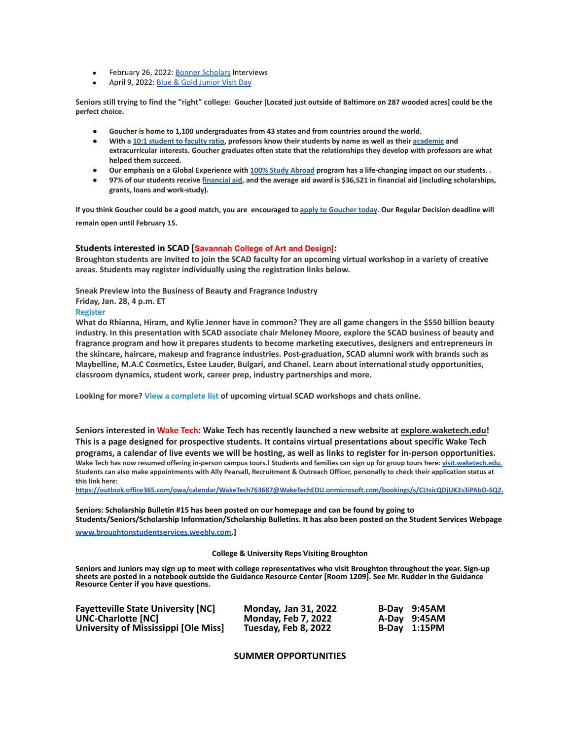- February 26, 2022: Bonner Scholars Interviews
- April 9, 2022: Blue & Gold Junior Visit Day

**Seniors still trying to find the "right" college: Goucher [Located just outside of Baltimore on 287 wooded acres] could be the perfect choice.**

- **Goucher is home to 1,100 undergraduates from 43 states and from countries around the world.**
- **With a 10:1 student to faculty ratio, professors know their students by name as well as their academic and extracurricular interests. Goucher graduates often state that the relationships they develop with professors are what helped them succeed.**
- **Our emphasis on a Global Experience with 100% Study Abroad program has a life-changing impact on our students. .**
- **97% of our students receive financial aid, and the average aid award is $36,521 in financial aid (including scholarships, grants, loans and work-study).**

**If you think Goucher could be a good match, you are encouraged to apply to Goucher today. Our Regular Decision deadline will remain open until February 15.**

**Students interested in SCAD [Savannah College of Art and Design]:**
**Broughton students are invited to join the SCAD faculty for an upcoming virtual workshop in a variety of creative areas. Students may register individually using the registration links below.**

**Sneak Preview into the Business of Beauty and Fragrance Industry**
**Friday, Jan. 28, 4 p.m. ET**
**Register**
**What do Rhianna, Hiram, and Kylie Jenner have in common? They are all game changers in the $550 billion beauty industry. In this presentation with SCAD associate chair Meloney Moore, explore the SCAD business of beauty and fragrance program and how it prepares students to become marketing executives, designers and entrepreneurs in the skincare, haircare, makeup and fragrance industries. Post-graduation, SCAD alumni work with brands such as Maybelline, M.A.C Cosmetics, Estee Lauder, Bulgari, and Chanel. Learn about international study opportunities, classroom dynamics, student work, career prep, industry partnerships and more.**

**Looking for more? View a complete list of upcoming virtual SCAD workshops and chats online.**

**Seniors interested in Wake Tech: Wake Tech has recently launched a new website at explore.waketech.edu! This is a page designed for prospective students. It contains virtual presentations about specific Wake Tech programs, a calendar of live events we will be hosting, as well as links to register for in-person opportunities.**
**Wake Tech has now resumed offering in-person campus tours.! Students and families can sign up for group tours here: visit.waketech.edu. Students can also make appointments with Ally Pearsall, Recruitment & Outreach Officer, personally to check their application status at this link here:**
**https://outlook.office365.com/owa/calendar/WakeTech763687@WakeTechEDU.onmicrosoft.com/bookings/s/CLtsicQDjUK2s3iPAbO-SQ2.**

**Seniors: Scholarship Bulletin #15 has been posted on our homepage and can be found by going to Students/Seniors/Scholarship Information/Scholarship Bulletins. It has also been posted on the Student Services Webpage www.broughtonstudentservices.weebly.com.]**

**College & University Reps Visiting Broughton**

**Seniors and Juniors may sign up to meet with college representatives who visit Broughton throughout the year. Sign-up sheets are posted in a notebook outside the Guidance Resource Center [Room 1209]. See Mr. Rudder in the Guidance Resource Center if you have questions.**

| | | | |
|---|---|---|---|
| **Fayetteville State University [NC]** | **Monday, Jan 31, 2022** | **B-Day** | **9:45AM** |
| **UNC-Charlotte [NC]** | **Monday, Feb 7, 2022** | **A-Day** | **9:45AM** |
| **University of Mississippi [Ole Miss]** | **Tuesday, Feb 8, 2022** | **B-Day** | **1:15PM** |

**SUMMER OPPORTUNITIES**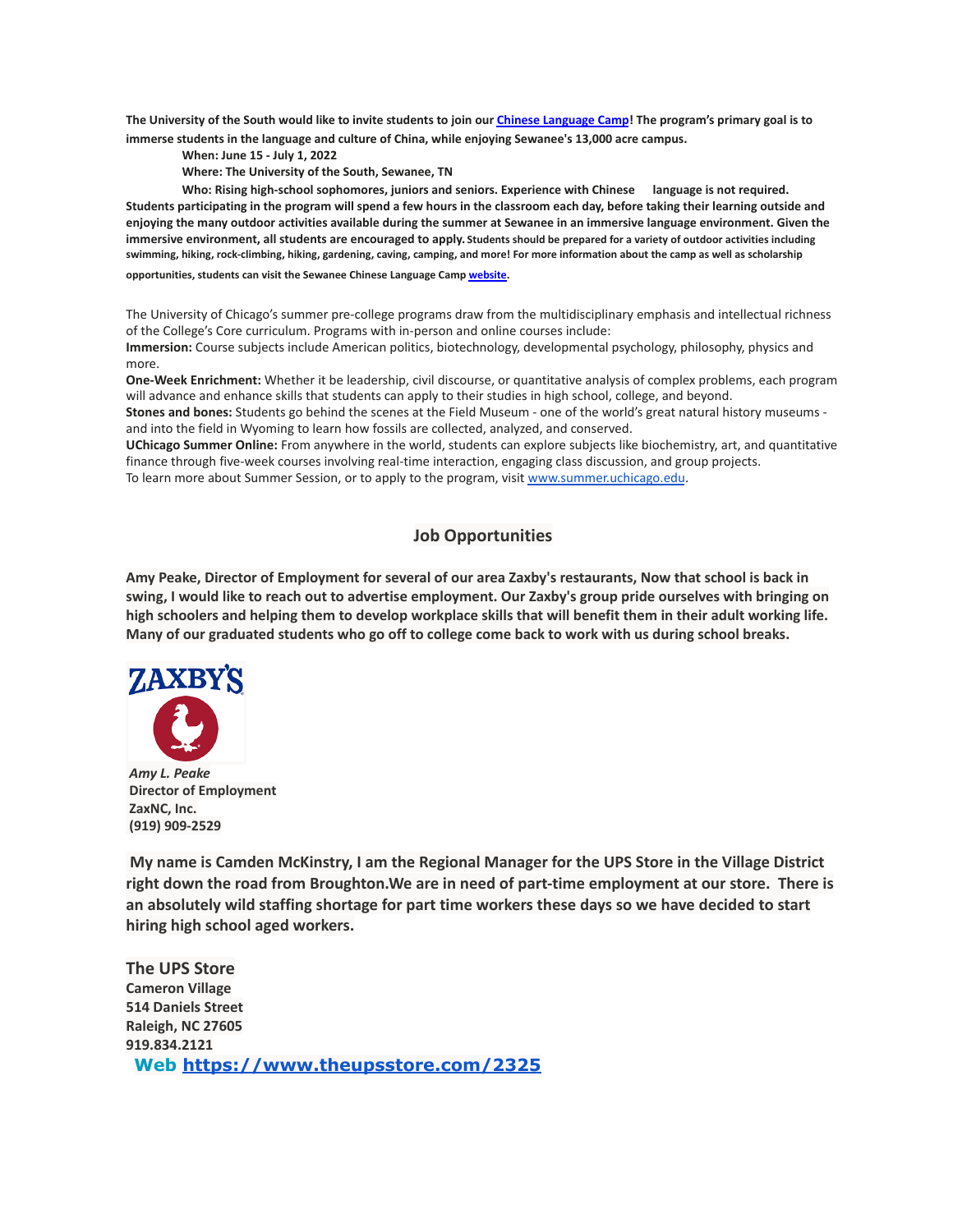**The University of the South would like to invite students to join our [Chinese Language Camp](#)! The program's primary goal is to immerse students in the language and culture of China, while enjoying Sewanee's 13,000 acre campus.**

**When: June 15 - July 1, 2022**

**Where: The University of the South, Sewanee, TN**

**Who: Rising high-school sophomores, juniors and seniors. Experience with Chinese language is not required. Students participating in the program will spend a few hours in the classroom each day, before taking their learning outside and enjoying the many outdoor activities available during the summer at Sewanee in an immersive language environment. Given the immersive environment, all students are encouraged to apply. Students should be prepared for a variety of outdoor activities including swimming, hiking, rock-climbing, hiking, gardening, caving, camping, and more! For more information about the camp as well as scholarship opportunities, students can visit the Sewanee Chinese Language Camp [website](#).**

The University of Chicago's summer pre-college programs draw from the multidisciplinary emphasis and intellectual richness of the College's Core curriculum. Programs with in-person and online courses include:

**Immersion:** Course subjects include American politics, biotechnology, developmental psychology, philosophy, physics and more.

**One-Week Enrichment:** Whether it be leadership, civil discourse, or quantitative analysis of complex problems, each program will advance and enhance skills that students can apply to their studies in high school, college, and beyond.

**Stones and bones:** Students go behind the scenes at the Field Museum - one of the world's great natural history museums - and into the field in Wyoming to learn how fossils are collected, analyzed, and conserved.

**UChicago Summer Online:** From anywhere in the world, students can explore subjects like biochemistry, art, and quantitative finance through five-week courses involving real-time interaction, engaging class discussion, and group projects.

To learn more about Summer Session, or to apply to the program, visit [www.summer.uchicago.edu](www.summer.uchicago.edu).

## Job Opportunities

**Amy Peake, Director of Employment for several of our area Zaxby's restaurants, Now that school is back in swing, I would like to reach out to advertise employment. Our Zaxby's group pride ourselves with bringing on high schoolers and helping them to develop workplace skills that will benefit them in their adult working life. Many of our graduated students who go off to college come back to work with us during school breaks.**

ZAXBY'S

***Amy L. Peake***
**Director of Employment**
**ZaxNC, Inc.**
**(919) 909-2529**

**My name is Camden McKinstry, I am the Regional Manager for the UPS Store in the Village District right down the road from Broughton.We are in need of part-time employment at our store. There is an absolutely wild staffing shortage for part time workers these days so we have decided to start hiring high school aged workers.**

**The UPS Store**
**Cameron Village**
**514 Daniels Street**
**Raleigh, NC 27605**
**919.834.2121**
**Web [https://www.theupsstore.com/2325](https://www.theupsstore.com/2325)**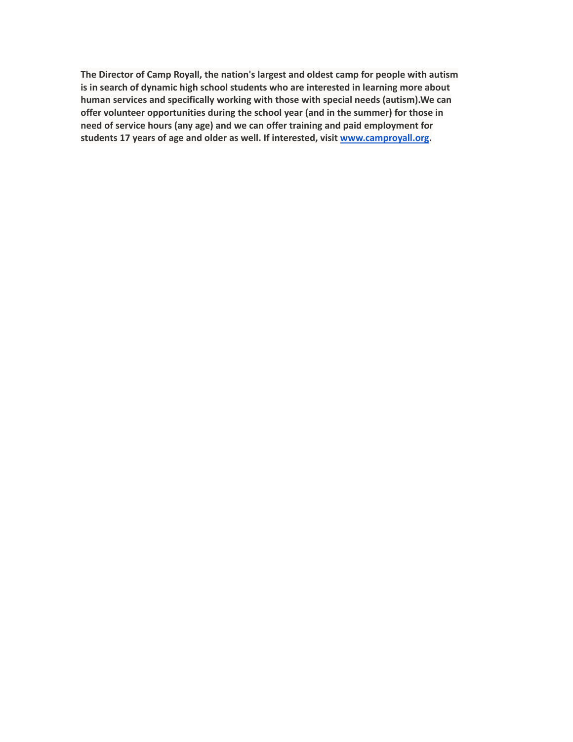**The Director of Camp Royall, the nation's largest and oldest camp for people with autism is in search of dynamic high school students who are interested in learning more about human services and specifically working with those with special needs (autism).We can offer volunteer opportunities during the school year (and in the summer) for those in need of service hours (any age) and we can offer training and paid employment for students 17 years of age and older as well. If interested, visit [www.camproyall.org](http://www.camproyall.org).**